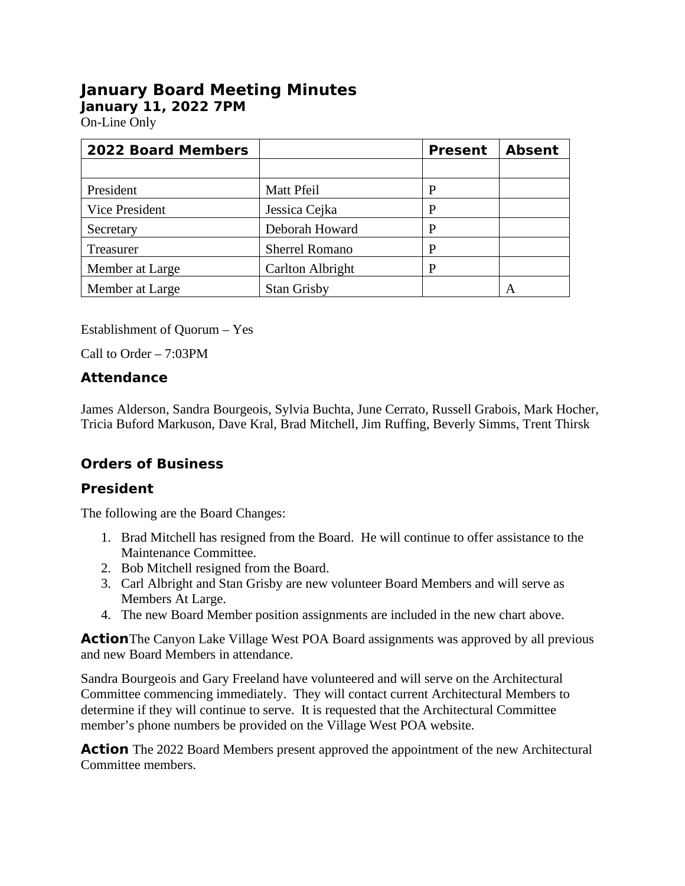# January Board Meeting Minutes

**January 11, 2022 7PM**

On-Line Only

| 2022 Board Members | | Present | Absent |
|---|---|---|---|
| | | | |
| President | Matt Pfeil | P | |
| Vice President | Jessica Cejka | P | |
| Secretary | Deborah Howard | P | |
| Treasurer | Sherrel Romano | P | |
| Member at Large | Carlton Albright | P | |
| Member at Large | Stan Grisby | | A |

Establishment of Quorum – Yes

Call to Order – 7:03PM

### Attendance

James Alderson, Sandra Bourgeois, Sylvia Buchta, June Cerrato, Russell Grabois, Mark Hocher, Tricia Buford Markuson, Dave Kral, Brad Mitchell, Jim Ruffing, Beverly Simms, Trent Thirsk

### Orders of Business

### President

The following are the Board Changes:

1. Brad Mitchell has resigned from the Board. He will continue to offer assistance to the Maintenance Committee.
2. Bob Mitchell resigned from the Board.
3. Carl Albright and Stan Grisby are new volunteer Board Members and will serve as Members At Large.
4. The new Board Member position assignments are included in the new chart above.

**Action**The Canyon Lake Village West POA Board assignments was approved by all previous and new Board Members in attendance.

Sandra Bourgeois and Gary Freeland have volunteered and will serve on the Architectural Committee commencing immediately. They will contact current Architectural Members to determine if they will continue to serve. It is requested that the Architectural Committee member's phone numbers be provided on the Village West POA website.

**Action** The 2022 Board Members present approved the appointment of the new Architectural Committee members.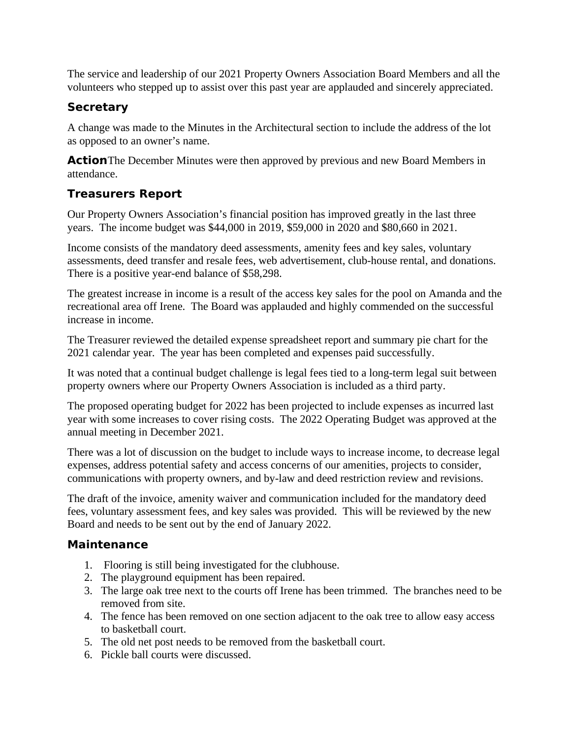The service and leadership of our 2021 Property Owners Association Board Members and all the volunteers who stepped up to assist over this past year are applauded and sincerely appreciated.

## Secretary

A change was made to the Minutes in the Architectural section to include the address of the lot as opposed to an owner's name.

**Action** The December Minutes were then approved by previous and new Board Members in attendance.

## Treasurers Report

Our Property Owners Association's financial position has improved greatly in the last three years. The income budget was $44,000 in 2019, $59,000 in 2020 and $80,660 in 2021.

Income consists of the mandatory deed assessments, amenity fees and key sales, voluntary assessments, deed transfer and resale fees, web advertisement, club-house rental, and donations. There is a positive year-end balance of $58,298.

The greatest increase in income is a result of the access key sales for the pool on Amanda and the recreational area off Irene. The Board was applauded and highly commended on the successful increase in income.

The Treasurer reviewed the detailed expense spreadsheet report and summary pie chart for the 2021 calendar year. The year has been completed and expenses paid successfully.

It was noted that a continual budget challenge is legal fees tied to a long-term legal suit between property owners where our Property Owners Association is included as a third party.

The proposed operating budget for 2022 has been projected to include expenses as incurred last year with some increases to cover rising costs. The 2022 Operating Budget was approved at the annual meeting in December 2021.

There was a lot of discussion on the budget to include ways to increase income, to decrease legal expenses, address potential safety and access concerns of our amenities, projects to consider, communications with property owners, and by-law and deed restriction review and revisions.

The draft of the invoice, amenity waiver and communication included for the mandatory deed fees, voluntary assessment fees, and key sales was provided. This will be reviewed by the new Board and needs to be sent out by the end of January 2022.

## Maintenance

1. Flooring is still being investigated for the clubhouse.
2. The playground equipment has been repaired.
3. The large oak tree next to the courts off Irene has been trimmed. The branches need to be removed from site.
4. The fence has been removed on one section adjacent to the oak tree to allow easy access to basketball court.
5. The old net post needs to be removed from the basketball court.
6. Pickle ball courts were discussed.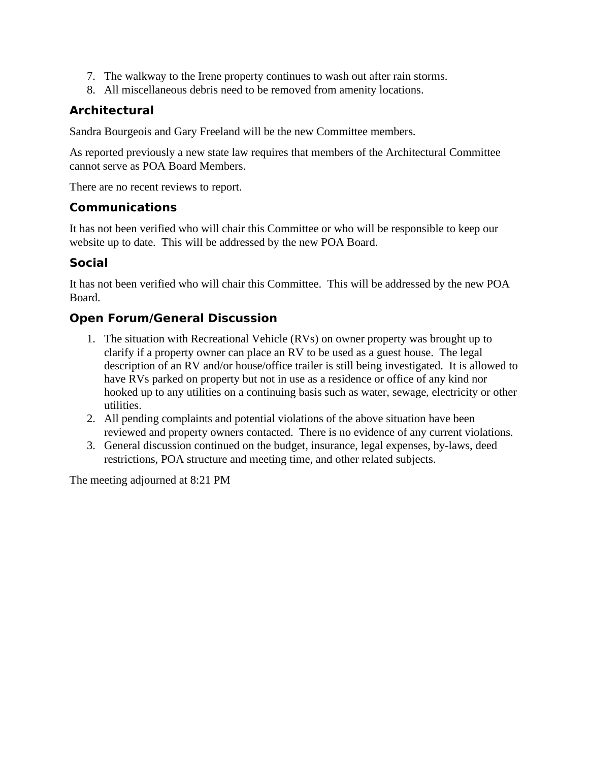7. The walkway to the Irene property continues to wash out after rain storms.
8. All miscellaneous debris need to be removed from amenity locations.

### Architectural

Sandra Bourgeois and Gary Freeland will be the new Committee members.

As reported previously a new state law requires that members of the Architectural Committee cannot serve as POA Board Members.

There are no recent reviews to report.

### Communications

It has not been verified who will chair this Committee or who will be responsible to keep our website up to date. This will be addressed by the new POA Board.

### Social

It has not been verified who will chair this Committee. This will be addressed by the new POA Board.

### Open Forum/General Discussion

1. The situation with Recreational Vehicle (RVs) on owner property was brought up to clarify if a property owner can place an RV to be used as a guest house. The legal description of an RV and/or house/office trailer is still being investigated. It is allowed to have RVs parked on property but not in use as a residence or office of any kind nor hooked up to any utilities on a continuing basis such as water, sewage, electricity or other utilities.
2. All pending complaints and potential violations of the above situation have been reviewed and property owners contacted. There is no evidence of any current violations.
3. General discussion continued on the budget, insurance, legal expenses, by-laws, deed restrictions, POA structure and meeting time, and other related subjects.

The meeting adjourned at 8:21 PM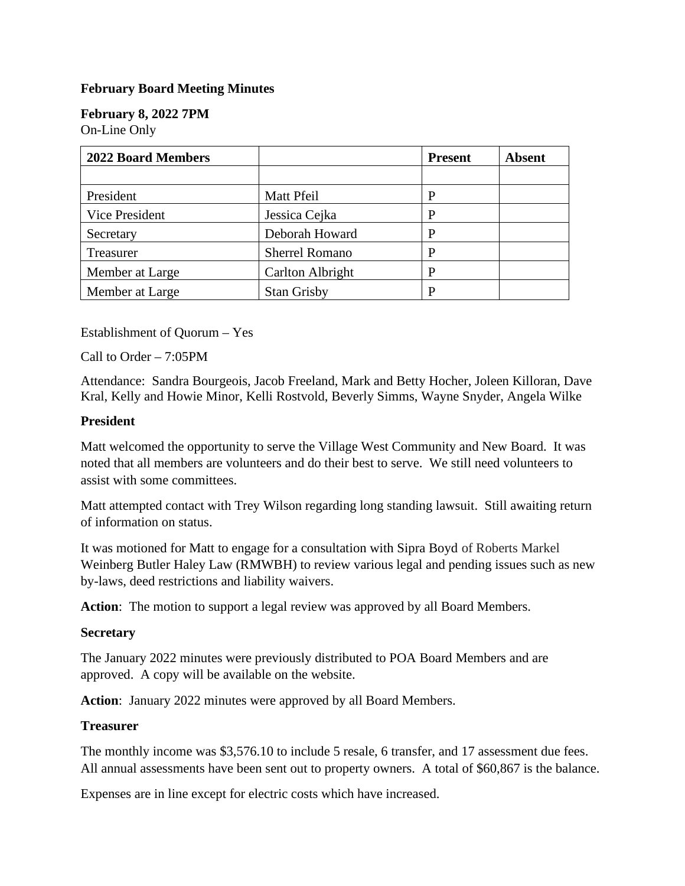**February Board Meeting Minutes**

**February 8, 2022 7PM**
On-Line Only

| **2022 Board Members** | | **Present** | **Absent** |
|---|---|---|---|
| | | | |
| President | Matt Pfeil | P | |
| Vice President | Jessica Cejka | P | |
| Secretary | Deborah Howard | P | |
| Treasurer | Sherrel Romano | P | |
| Member at Large | Carlton Albright | P | |
| Member at Large | Stan Grisby | P | |

Establishment of Quorum – Yes

Call to Order – 7:05PM

Attendance: Sandra Bourgeois, Jacob Freeland, Mark and Betty Hocher, Joleen Killoran, Dave Kral, Kelly and Howie Minor, Kelli Rostvold, Beverly Simms, Wayne Snyder, Angela Wilke

**President**

Matt welcomed the opportunity to serve the Village West Community and New Board. It was noted that all members are volunteers and do their best to serve. We still need volunteers to assist with some committees.

Matt attempted contact with Trey Wilson regarding long standing lawsuit. Still awaiting return of information on status.

It was motioned for Matt to engage for a consultation with Sipra Boyd of Roberts Markel Weinberg Butler Haley Law (RMWBH) to review various legal and pending issues such as new by-laws, deed restrictions and liability waivers.

**Action**: The motion to support a legal review was approved by all Board Members.

**Secretary**

The January 2022 minutes were previously distributed to POA Board Members and are approved. A copy will be available on the website.

**Action**: January 2022 minutes were approved by all Board Members.

**Treasurer**

The monthly income was $3,576.10 to include 5 resale, 6 transfer, and 17 assessment due fees. All annual assessments have been sent out to property owners. A total of $60,867 is the balance.

Expenses are in line except for electric costs which have increased.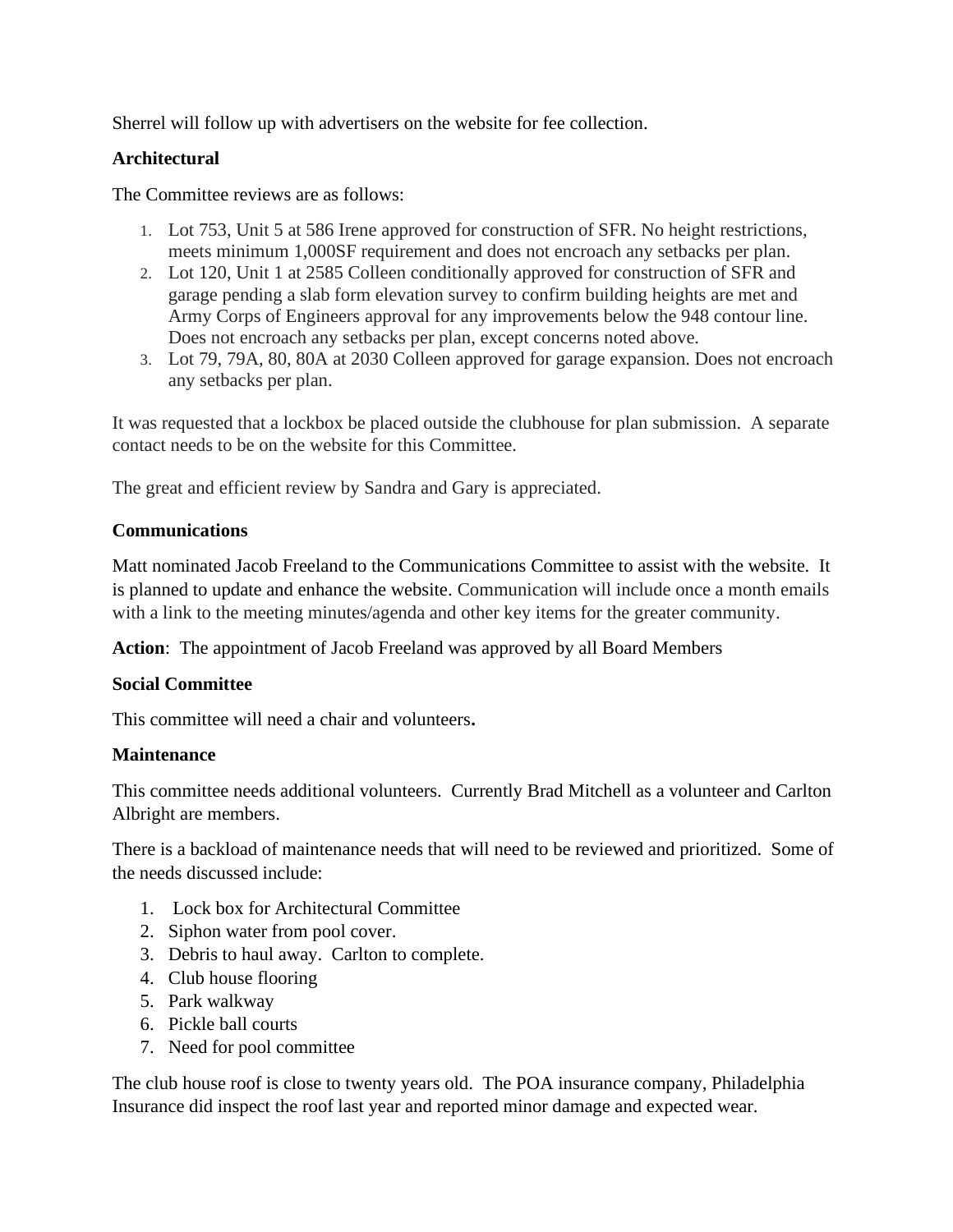Sherrel will follow up with advertisers on the website for fee collection.

**Architectural**

The Committee reviews are as follows:

1. Lot 753, Unit 5 at 586 Irene approved for construction of SFR. No height restrictions, meets minimum 1,000SF requirement and does not encroach any setbacks per plan.
2. Lot 120, Unit 1 at 2585 Colleen conditionally approved for construction of SFR and garage pending a slab form elevation survey to confirm building heights are met and Army Corps of Engineers approval for any improvements below the 948 contour line. Does not encroach any setbacks per plan, except concerns noted above.
3. Lot 79, 79A, 80, 80A at 2030 Colleen approved for garage expansion. Does not encroach any setbacks per plan.

It was requested that a lockbox be placed outside the clubhouse for plan submission. A separate contact needs to be on the website for this Committee.

The great and efficient review by Sandra and Gary is appreciated.

**Communications**

Matt nominated Jacob Freeland to the Communications Committee to assist with the website. It is planned to update and enhance the website. Communication will include once a month emails with a link to the meeting minutes/agenda and other key items for the greater community.

**Action**: The appointment of Jacob Freeland was approved by all Board Members

**Social Committee**

This committee will need a chair and volunteers**.**

**Maintenance**

This committee needs additional volunteers. Currently Brad Mitchell as a volunteer and Carlton Albright are members.

There is a backload of maintenance needs that will need to be reviewed and prioritized. Some of the needs discussed include:

1. Lock box for Architectural Committee
2. Siphon water from pool cover.
3. Debris to haul away. Carlton to complete.
4. Club house flooring
5. Park walkway
6. Pickle ball courts
7. Need for pool committee

The club house roof is close to twenty years old. The POA insurance company, Philadelphia Insurance did inspect the roof last year and reported minor damage and expected wear.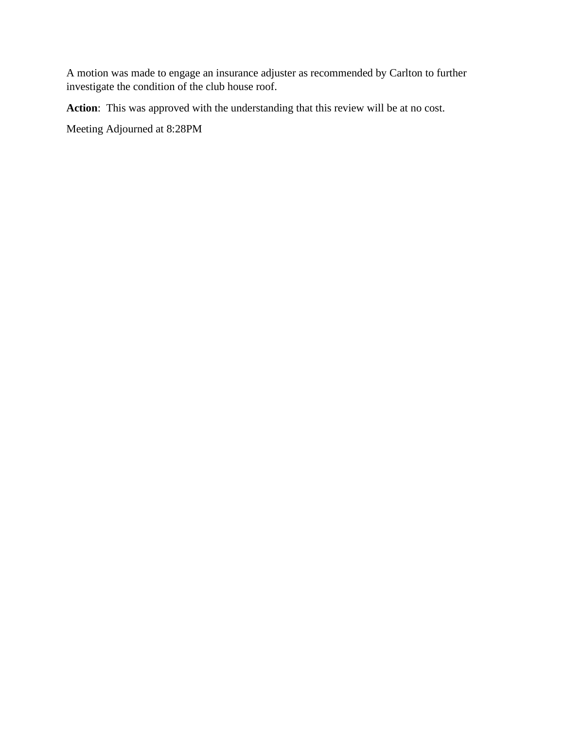A motion was made to engage an insurance adjuster as recommended by Carlton to further investigate the condition of the club house roof.

**Action**: This was approved with the understanding that this review will be at no cost.

Meeting Adjourned at 8:28PM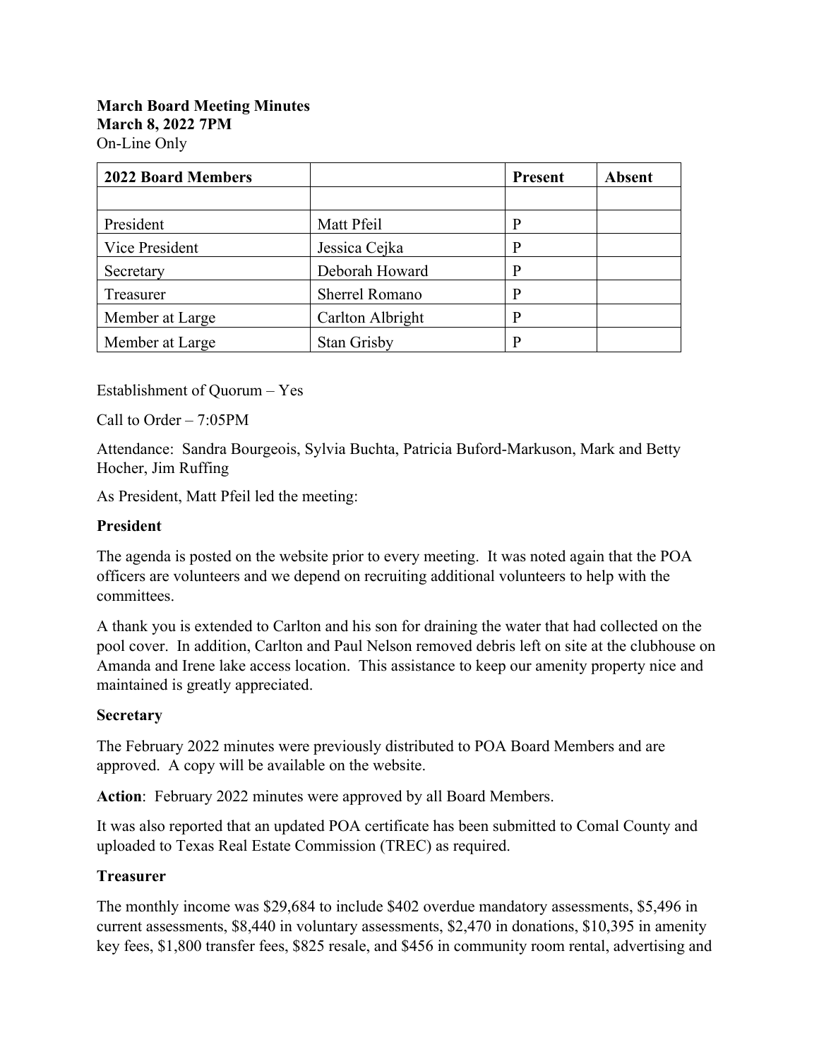**March Board Meeting Minutes**
**March 8, 2022 7PM**
On-Line Only

| 2022 Board Members | | Present | Absent |
|---|---|---|---|
| | | | |
| President | Matt Pfeil | P | |
| Vice President | Jessica Cejka | P | |
| Secretary | Deborah Howard | P | |
| Treasurer | Sherrel Romano | P | |
| Member at Large | Carlton Albright | P | |
| Member at Large | Stan Grisby | P | |

Establishment of Quorum – Yes

Call to Order – 7:05PM

Attendance: Sandra Bourgeois, Sylvia Buchta, Patricia Buford-Markuson, Mark and Betty Hocher, Jim Ruffing

As President, Matt Pfeil led the meeting:

**President**

The agenda is posted on the website prior to every meeting. It was noted again that the POA officers are volunteers and we depend on recruiting additional volunteers to help with the committees.

A thank you is extended to Carlton and his son for draining the water that had collected on the pool cover. In addition, Carlton and Paul Nelson removed debris left on site at the clubhouse on Amanda and Irene lake access location. This assistance to keep our amenity property nice and maintained is greatly appreciated.

**Secretary**

The February 2022 minutes were previously distributed to POA Board Members and are approved. A copy will be available on the website.

**Action**: February 2022 minutes were approved by all Board Members.

It was also reported that an updated POA certificate has been submitted to Comal County and uploaded to Texas Real Estate Commission (TREC) as required.

**Treasurer**

The monthly income was $29,684 to include $402 overdue mandatory assessments, $5,496 in current assessments, $8,440 in voluntary assessments, $2,470 in donations, $10,395 in amenity key fees, $1,800 transfer fees, $825 resale, and $456 in community room rental, advertising and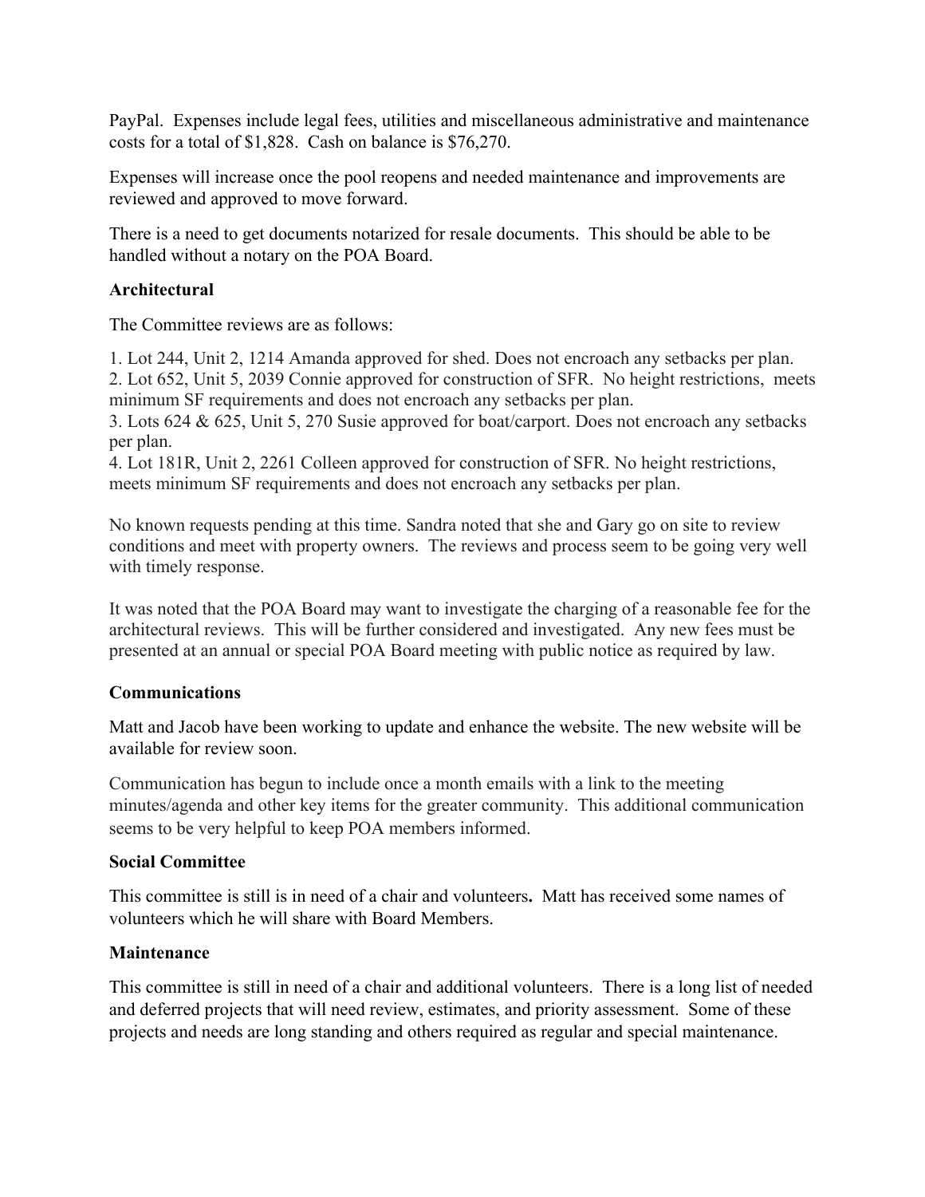PayPal. Expenses include legal fees, utilities and miscellaneous administrative and maintenance costs for a total of $1,828. Cash on balance is $76,270.

Expenses will increase once the pool reopens and needed maintenance and improvements are reviewed and approved to move forward.

There is a need to get documents notarized for resale documents. This should be able to be handled without a notary on the POA Board.

**Architectural**

The Committee reviews are as follows:

1. Lot 244, Unit 2, 1214 Amanda approved for shed. Does not encroach any setbacks per plan.
2. Lot 652, Unit 5, 2039 Connie approved for construction of SFR. No height restrictions, meets minimum SF requirements and does not encroach any setbacks per plan.
3. Lots 624 & 625, Unit 5, 270 Susie approved for boat/carport. Does not encroach any setbacks per plan.
4. Lot 181R, Unit 2, 2261 Colleen approved for construction of SFR. No height restrictions, meets minimum SF requirements and does not encroach any setbacks per plan.

No known requests pending at this time. Sandra noted that she and Gary go on site to review conditions and meet with property owners. The reviews and process seem to be going very well with timely response.

It was noted that the POA Board may want to investigate the charging of a reasonable fee for the architectural reviews. This will be further considered and investigated. Any new fees must be presented at an annual or special POA Board meeting with public notice as required by law.

**Communications**

Matt and Jacob have been working to update and enhance the website. The new website will be available for review soon.

Communication has begun to include once a month emails with a link to the meeting minutes/agenda and other key items for the greater community. This additional communication seems to be very helpful to keep POA members informed.

**Social Committee**

This committee is still is in need of a chair and volunteers**.** Matt has received some names of volunteers which he will share with Board Members.

**Maintenance**

This committee is still in need of a chair and additional volunteers. There is a long list of needed and deferred projects that will need review, estimates, and priority assessment. Some of these projects and needs are long standing and others required as regular and special maintenance.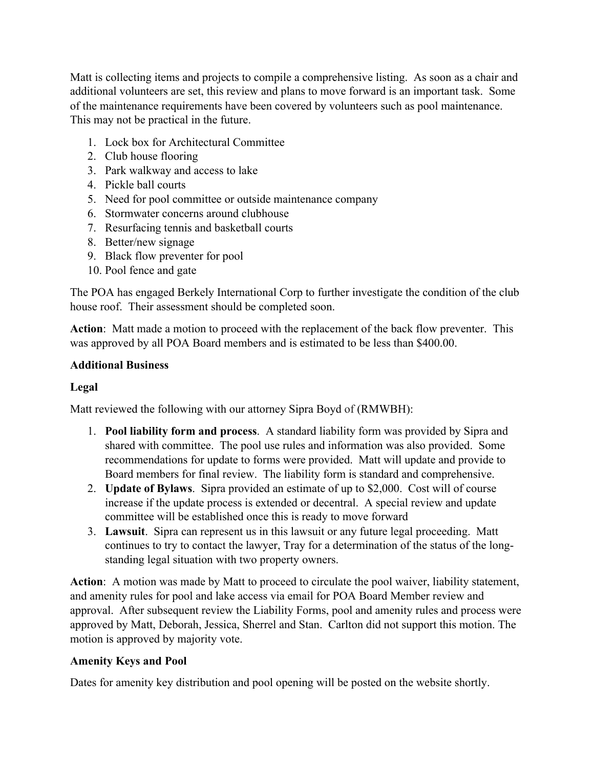Matt is collecting items and projects to compile a comprehensive listing. As soon as a chair and additional volunteers are set, this review and plans to move forward is an important task. Some of the maintenance requirements have been covered by volunteers such as pool maintenance. This may not be practical in the future.

1. Lock box for Architectural Committee
2. Club house flooring
3. Park walkway and access to lake
4. Pickle ball courts
5. Need for pool committee or outside maintenance company
6. Stormwater concerns around clubhouse
7. Resurfacing tennis and basketball courts
8. Better/new signage
9. Black flow preventer for pool
10. Pool fence and gate

The POA has engaged Berkely International Corp to further investigate the condition of the club house roof. Their assessment should be completed soon.

**Action**: Matt made a motion to proceed with the replacement of the back flow preventer. This was approved by all POA Board members and is estimated to be less than $400.00.

**Additional Business**

**Legal**

Matt reviewed the following with our attorney Sipra Boyd of (RMWBH):

1. **Pool liability form and process**. A standard liability form was provided by Sipra and shared with committee. The pool use rules and information was also provided. Some recommendations for update to forms were provided. Matt will update and provide to Board members for final review. The liability form is standard and comprehensive.
2. **Update of Bylaws**. Sipra provided an estimate of up to $2,000. Cost will of course increase if the update process is extended or decentral. A special review and update committee will be established once this is ready to move forward
3. **Lawsuit**. Sipra can represent us in this lawsuit or any future legal proceeding. Matt continues to try to contact the lawyer, Tray for a determination of the status of the long-standing legal situation with two property owners.

**Action**: A motion was made by Matt to proceed to circulate the pool waiver, liability statement, and amenity rules for pool and lake access via email for POA Board Member review and approval. After subsequent review the Liability Forms, pool and amenity rules and process were approved by Matt, Deborah, Jessica, Sherrel and Stan. Carlton did not support this motion. The motion is approved by majority vote.

**Amenity Keys and Pool**

Dates for amenity key distribution and pool opening will be posted on the website shortly.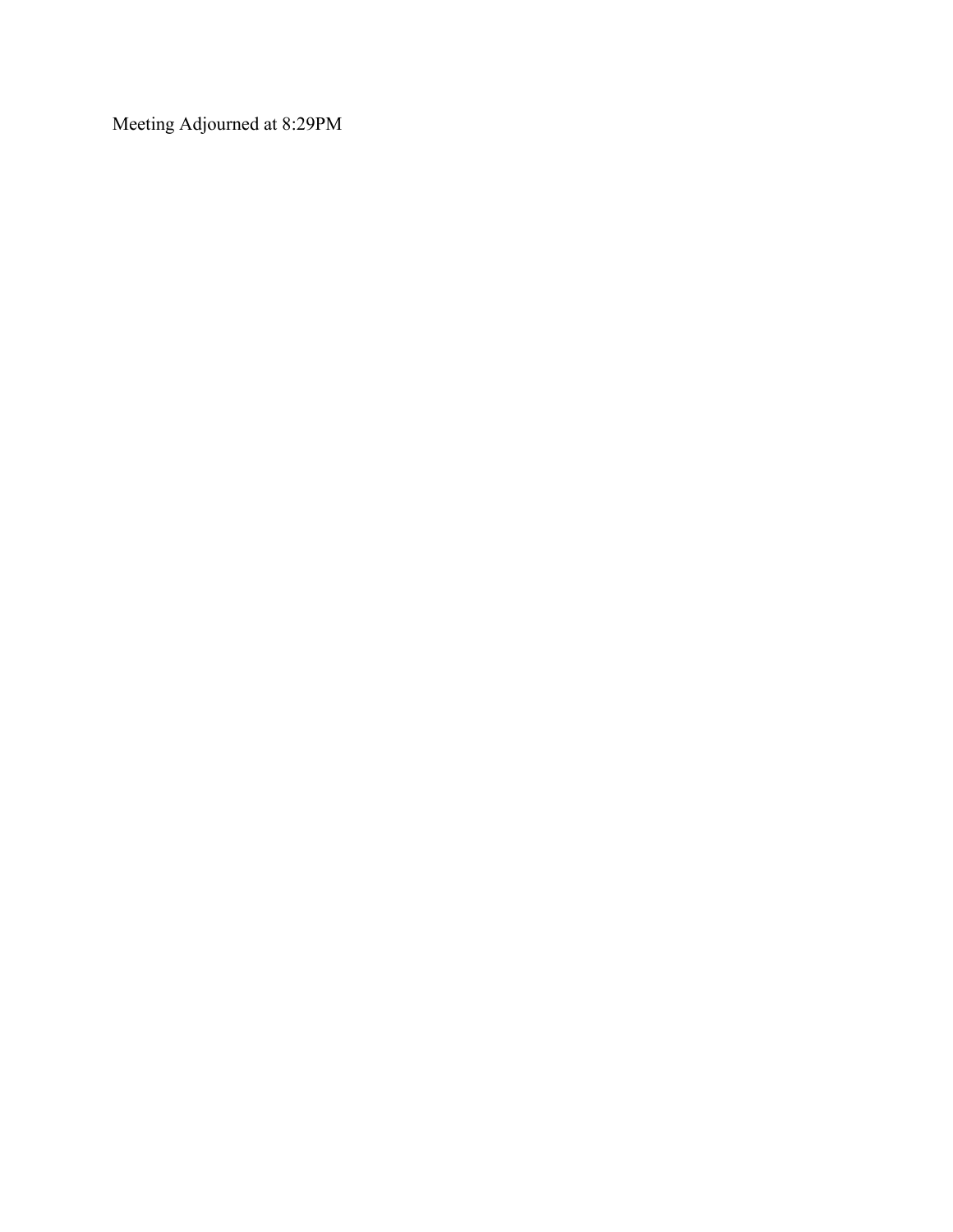Meeting Adjourned at 8:29PM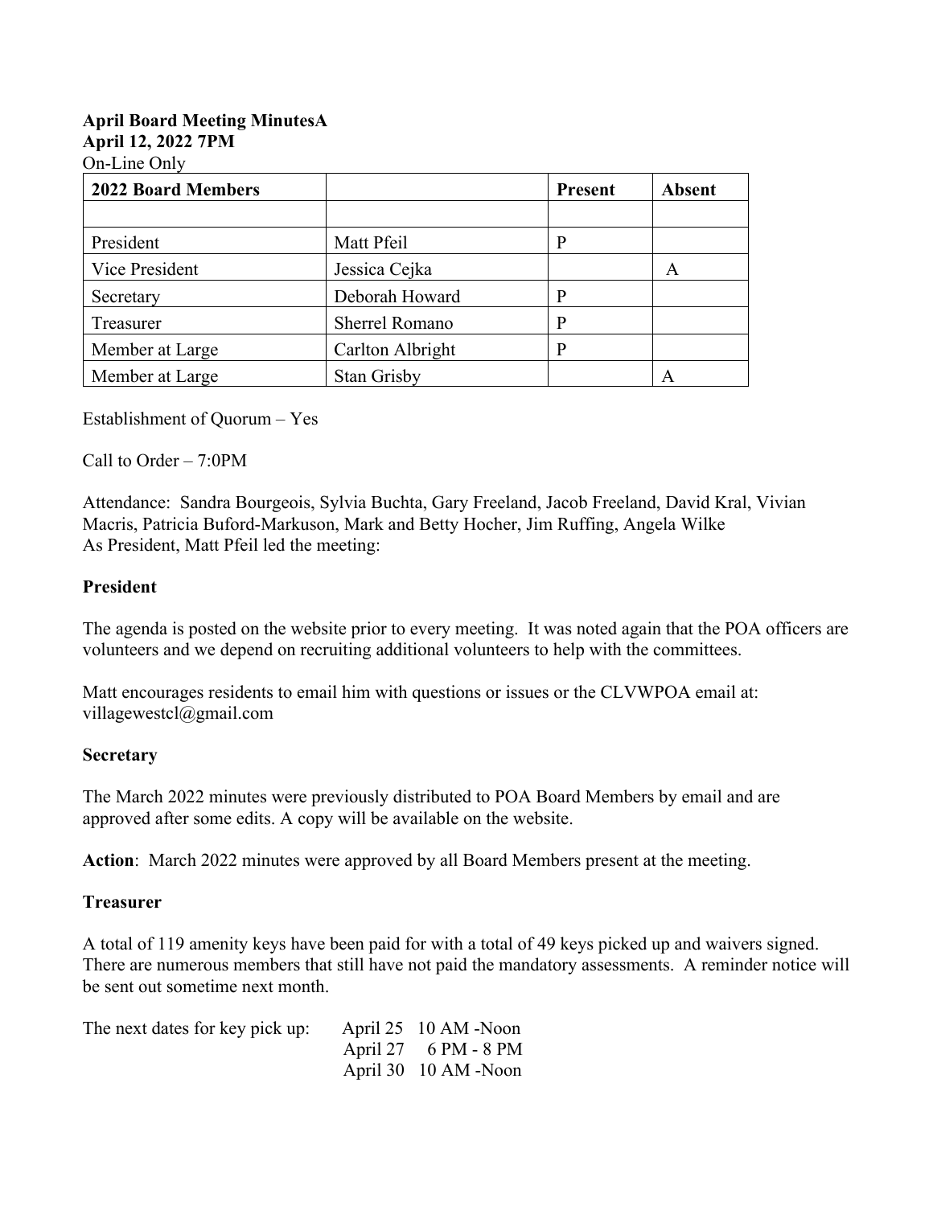**April Board Meeting MinutesA**
**April 12, 2022 7PM**
On-Line Only

| 2022 Board Members | | Present | Absent |
|---|---|---|---|
| | | | |
| President | Matt Pfeil | P | |
| Vice President | Jessica Cejka | | A |
| Secretary | Deborah Howard | P | |
| Treasurer | Sherrel Romano | P | |
| Member at Large | Carlton Albright | P | |
| Member at Large | Stan Grisby | | A |

Establishment of Quorum – Yes

Call to Order – 7:0PM

Attendance: Sandra Bourgeois, Sylvia Buchta, Gary Freeland, Jacob Freeland, David Kral, Vivian Macris, Patricia Buford-Markuson, Mark and Betty Hocher, Jim Ruffing, Angela Wilke
As President, Matt Pfeil led the meeting:

**President**

The agenda is posted on the website prior to every meeting. It was noted again that the POA officers are volunteers and we depend on recruiting additional volunteers to help with the committees.

Matt encourages residents to email him with questions or issues or the CLVWPOA email at: villagewestcl@gmail.com

**Secretary**

The March 2022 minutes were previously distributed to POA Board Members by email and are approved after some edits. A copy will be available on the website.

**Action**: March 2022 minutes were approved by all Board Members present at the meeting.

**Treasurer**

A total of 119 amenity keys have been paid for with a total of 49 keys picked up and waivers signed. There are numerous members that still have not paid the mandatory assessments. A reminder notice will be sent out sometime next month.

The next dates for key pick up:
- April 25 10 AM -Noon
- April 27 6 PM - 8 PM
- April 30 10 AM -Noon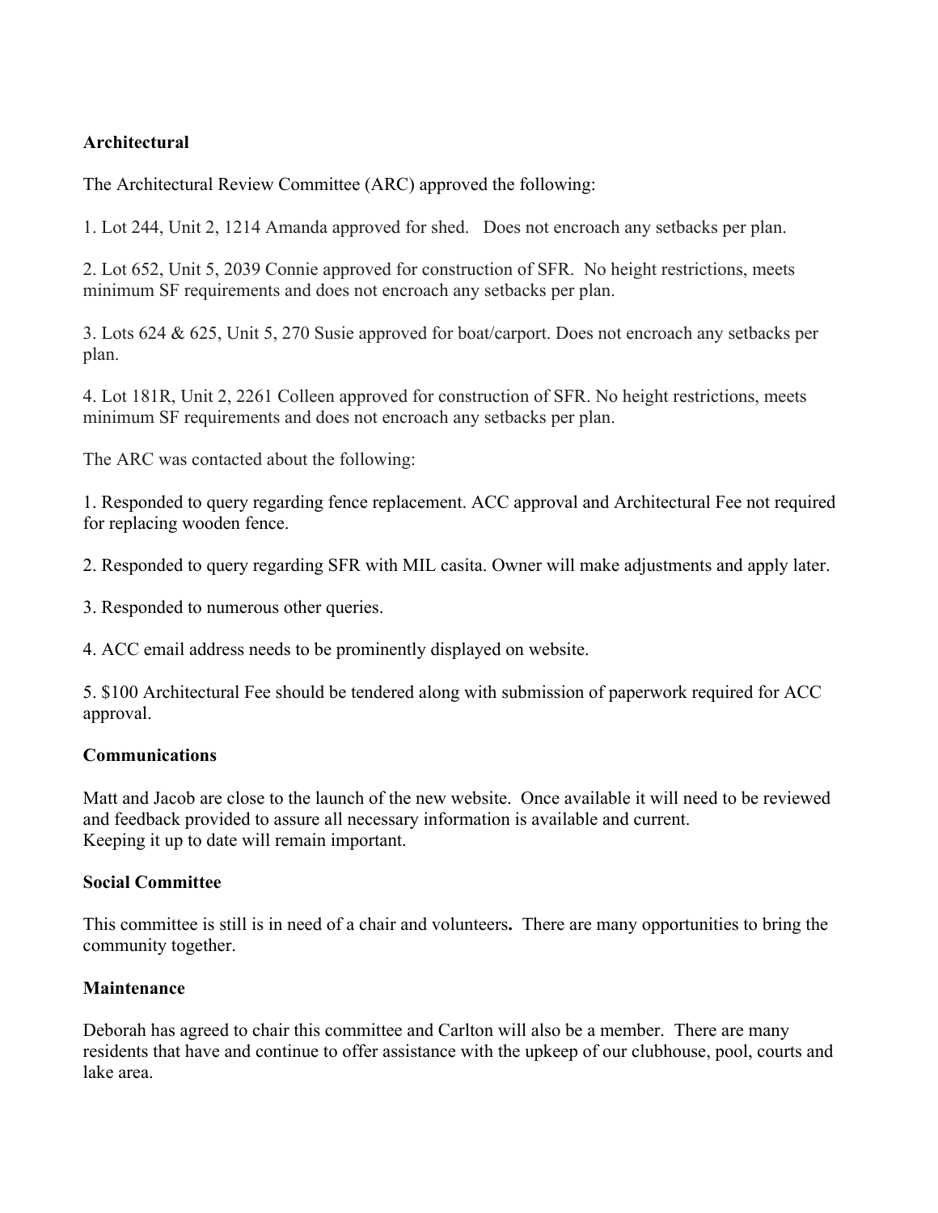**Architectural**

The Architectural Review Committee (ARC) approved the following:

1. Lot 244, Unit 2, 1214 Amanda approved for shed. Does not encroach any setbacks per plan.

2. Lot 652, Unit 5, 2039 Connie approved for construction of SFR. No height restrictions, meets minimum SF requirements and does not encroach any setbacks per plan.

3. Lots 624 & 625, Unit 5, 270 Susie approved for boat/carport. Does not encroach any setbacks per plan.

4. Lot 181R, Unit 2, 2261 Colleen approved for construction of SFR. No height restrictions, meets minimum SF requirements and does not encroach any setbacks per plan.

The ARC was contacted about the following:

1. Responded to query regarding fence replacement. ACC approval and Architectural Fee not required for replacing wooden fence.

2. Responded to query regarding SFR with MIL casita. Owner will make adjustments and apply later.

3. Responded to numerous other queries.

4. ACC email address needs to be prominently displayed on website.

5. $100 Architectural Fee should be tendered along with submission of paperwork required for ACC approval.

**Communications**

Matt and Jacob are close to the launch of the new website. Once available it will need to be reviewed and feedback provided to assure all necessary information is available and current.
Keeping it up to date will remain important.

**Social Committee**

This committee is still is in need of a chair and volunteers**.** There are many opportunities to bring the community together.

**Maintenance**

Deborah has agreed to chair this committee and Carlton will also be a member. There are many residents that have and continue to offer assistance with the upkeep of our clubhouse, pool, courts and lake area.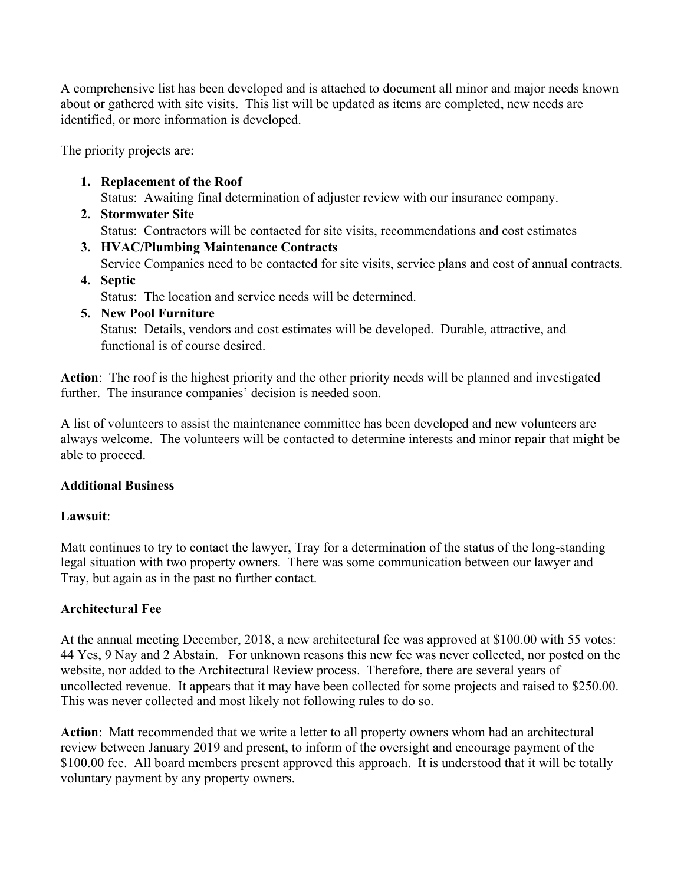A comprehensive list has been developed and is attached to document all minor and major needs known about or gathered with site visits. This list will be updated as items are completed, new needs are identified, or more information is developed.

The priority projects are:

1. **Replacement of the Roof**
   Status: Awaiting final determination of adjuster review with our insurance company.
2. **Stormwater Site**
   Status: Contractors will be contacted for site visits, recommendations and cost estimates
3. **HVAC/Plumbing Maintenance Contracts**
   Service Companies need to be contacted for site visits, service plans and cost of annual contracts.
4. **Septic**
   Status: The location and service needs will be determined.
5. **New Pool Furniture**
   Status: Details, vendors and cost estimates will be developed. Durable, attractive, and functional is of course desired.

**Action**: The roof is the highest priority and the other priority needs will be planned and investigated further. The insurance companies' decision is needed soon.

A list of volunteers to assist the maintenance committee has been developed and new volunteers are always welcome. The volunteers will be contacted to determine interests and minor repair that might be able to proceed.

**Additional Business**

**Lawsuit**:

Matt continues to try to contact the lawyer, Tray for a determination of the status of the long-standing legal situation with two property owners. There was some communication between our lawyer and Tray, but again as in the past no further contact.

**Architectural Fee**

At the annual meeting December, 2018, a new architectural fee was approved at $100.00 with 55 votes: 44 Yes, 9 Nay and 2 Abstain. For unknown reasons this new fee was never collected, nor posted on the website, nor added to the Architectural Review process. Therefore, there are several years of uncollected revenue. It appears that it may have been collected for some projects and raised to $250.00. This was never collected and most likely not following rules to do so.

**Action**: Matt recommended that we write a letter to all property owners whom had an architectural review between January 2019 and present, to inform of the oversight and encourage payment of the $100.00 fee. All board members present approved this approach. It is understood that it will be totally voluntary payment by any property owners.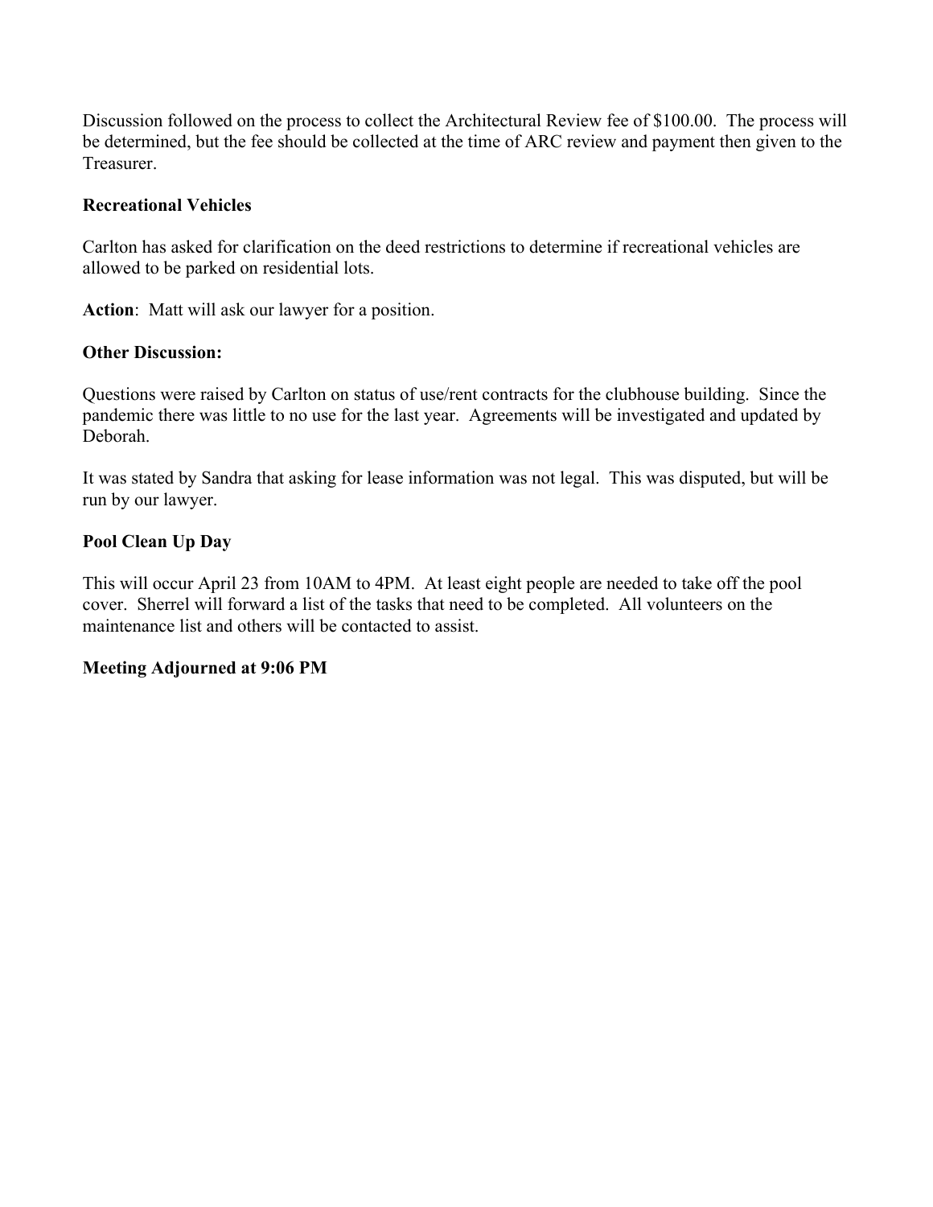Discussion followed on the process to collect the Architectural Review fee of $100.00. The process will be determined, but the fee should be collected at the time of ARC review and payment then given to the Treasurer.

**Recreational Vehicles**

Carlton has asked for clarification on the deed restrictions to determine if recreational vehicles are allowed to be parked on residential lots.

**Action**: Matt will ask our lawyer for a position.

**Other Discussion:**

Questions were raised by Carlton on status of use/rent contracts for the clubhouse building. Since the pandemic there was little to no use for the last year. Agreements will be investigated and updated by Deborah.

It was stated by Sandra that asking for lease information was not legal. This was disputed, but will be run by our lawyer.

**Pool Clean Up Day**

This will occur April 23 from 10AM to 4PM. At least eight people are needed to take off the pool cover. Sherrel will forward a list of the tasks that need to be completed. All volunteers on the maintenance list and others will be contacted to assist.

**Meeting Adjourned at 9:06 PM**